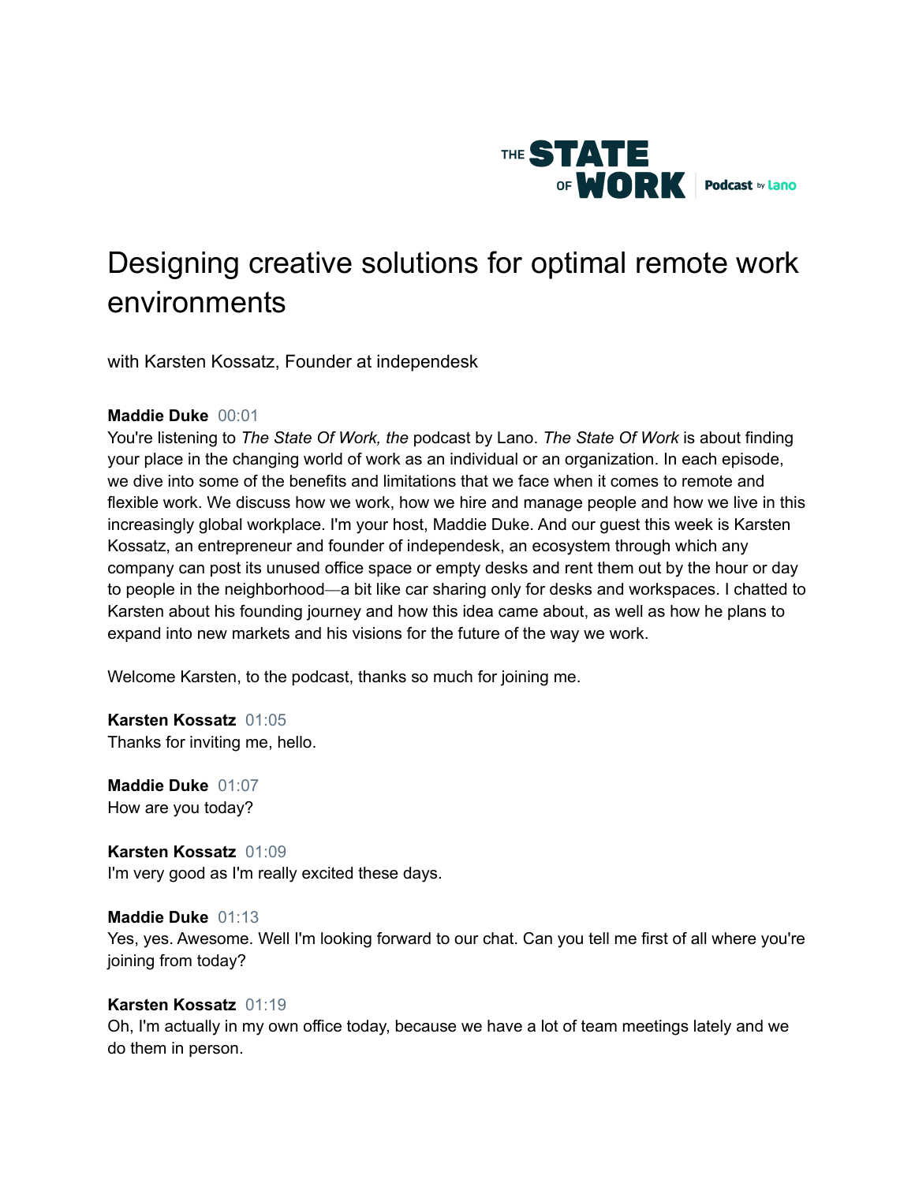THE STATE OF WORK | Podcast by lano

# Designing creative solutions for optimal remote work environments

with Karsten Kossatz, Founder at independesk

**Maddie Duke** 00:01
You're listening to *The State Of Work, the* podcast by Lano. *The State Of Work* is about finding your place in the changing world of work as an individual or an organization. In each episode, we dive into some of the benefits and limitations that we face when it comes to remote and flexible work. We discuss how we work, how we hire and manage people and how we live in this increasingly global workplace. I'm your host, Maddie Duke. And our guest this week is Karsten Kossatz, an entrepreneur and founder of independesk, an ecosystem through which any company can post its unused office space or empty desks and rent them out by the hour or day to people in the neighborhood—a bit like car sharing only for desks and workspaces. I chatted to Karsten about his founding journey and how this idea came about, as well as how he plans to expand into new markets and his visions for the future of the way we work.

Welcome Karsten, to the podcast, thanks so much for joining me.

**Karsten Kossatz** 01:05
Thanks for inviting me, hello.

**Maddie Duke** 01:07
How are you today?

**Karsten Kossatz** 01:09
I'm very good as I'm really excited these days.

**Maddie Duke** 01:13
Yes, yes. Awesome. Well I'm looking forward to our chat. Can you tell me first of all where you're joining from today?

**Karsten Kossatz** 01:19
Oh, I'm actually in my own office today, because we have a lot of team meetings lately and we do them in person.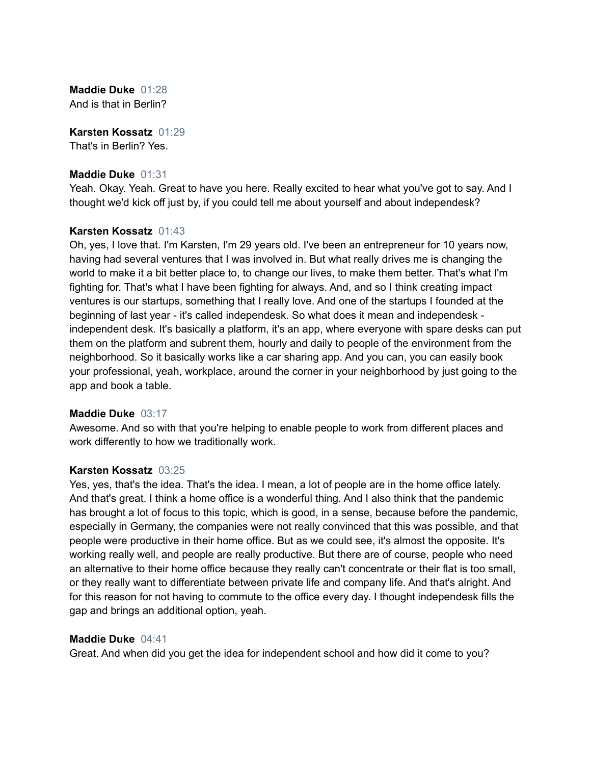**Maddie Duke** 01:28
And is that in Berlin?

**Karsten Kossatz** 01:29
That's in Berlin? Yes.

**Maddie Duke** 01:31
Yeah. Okay. Yeah. Great to have you here. Really excited to hear what you've got to say. And I thought we'd kick off just by, if you could tell me about yourself and about independesk?

**Karsten Kossatz** 01:43
Oh, yes, I love that. I'm Karsten, I'm 29 years old. I've been an entrepreneur for 10 years now, having had several ventures that I was involved in. But what really drives me is changing the world to make it a bit better place to, to change our lives, to make them better. That's what I'm fighting for. That's what I have been fighting for always. And, and so I think creating impact ventures is our startups, something that I really love. And one of the startups I founded at the beginning of last year - it's called independesk. So what does it mean and independesk - independent desk. It's basically a platform, it's an app, where everyone with spare desks can put them on the platform and subrent them, hourly and daily to people of the environment from the neighborhood. So it basically works like a car sharing app. And you can, you can easily book your professional, yeah, workplace, around the corner in your neighborhood by just going to the app and book a table.

**Maddie Duke** 03:17
Awesome. And so with that you're helping to enable people to work from different places and work differently to how we traditionally work.

**Karsten Kossatz** 03:25
Yes, yes, that's the idea. That's the idea. I mean, a lot of people are in the home office lately. And that's great. I think a home office is a wonderful thing. And I also think that the pandemic has brought a lot of focus to this topic, which is good, in a sense, because before the pandemic, especially in Germany, the companies were not really convinced that this was possible, and that people were productive in their home office. But as we could see, it's almost the opposite. It's working really well, and people are really productive. But there are of course, people who need an alternative to their home office because they really can't concentrate or their flat is too small, or they really want to differentiate between private life and company life. And that's alright. And for this reason for not having to commute to the office every day. I thought independesk fills the gap and brings an additional option, yeah.

**Maddie Duke** 04:41
Great. And when did you get the idea for independent school and how did it come to you?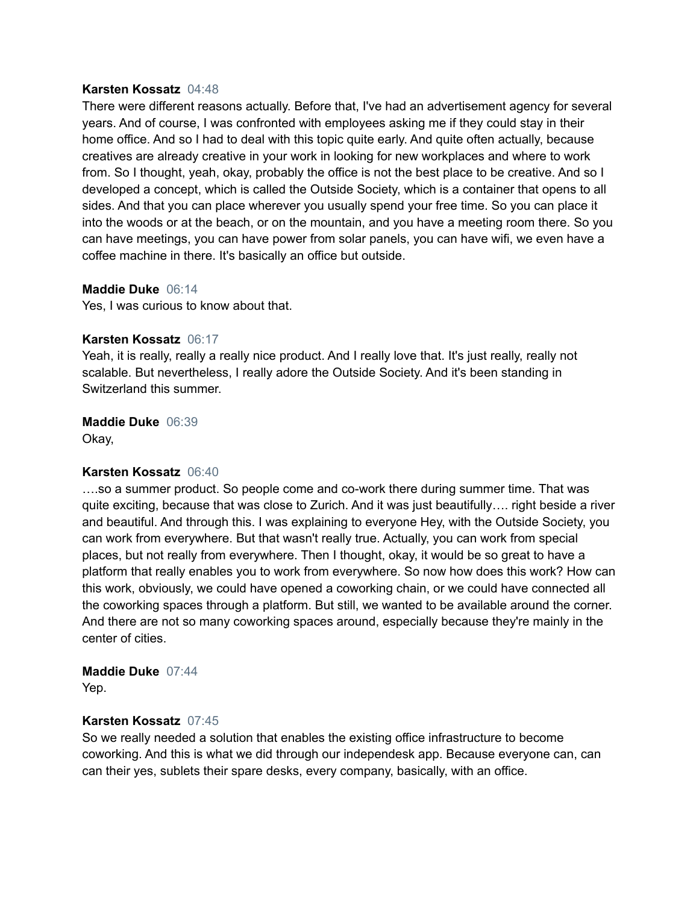**Karsten Kossatz** 04:48
There were different reasons actually. Before that, I've had an advertisement agency for several years. And of course, I was confronted with employees asking me if they could stay in their home office. And so I had to deal with this topic quite early. And quite often actually, because creatives are already creative in your work in looking for new workplaces and where to work from. So I thought, yeah, okay, probably the office is not the best place to be creative. And so I developed a concept, which is called the Outside Society, which is a container that opens to all sides. And that you can place wherever you usually spend your free time. So you can place it into the woods or at the beach, or on the mountain, and you have a meeting room there. So you can have meetings, you can have power from solar panels, you can have wifi, we even have a coffee machine in there. It's basically an office but outside.

**Maddie Duke** 06:14
Yes, I was curious to know about that.

**Karsten Kossatz** 06:17
Yeah, it is really, really a really nice product. And I really love that. It's just really, really not scalable. But nevertheless, I really adore the Outside Society. And it's been standing in Switzerland this summer.

**Maddie Duke** 06:39
Okay,

**Karsten Kossatz** 06:40
….so a summer product. So people come and co-work there during summer time. That was quite exciting, because that was close to Zurich. And it was just beautifully…. right beside a river and beautiful. And through this. I was explaining to everyone Hey, with the Outside Society, you can work from everywhere. But that wasn't really true. Actually, you can work from special places, but not really from everywhere. Then I thought, okay, it would be so great to have a platform that really enables you to work from everywhere. So now how does this work? How can this work, obviously, we could have opened a coworking chain, or we could have connected all the coworking spaces through a platform. But still, we wanted to be available around the corner. And there are not so many coworking spaces around, especially because they're mainly in the center of cities.

**Maddie Duke** 07:44
Yep.

**Karsten Kossatz** 07:45
So we really needed a solution that enables the existing office infrastructure to become coworking. And this is what we did through our independesk app. Because everyone can, can can their yes, sublets their spare desks, every company, basically, with an office.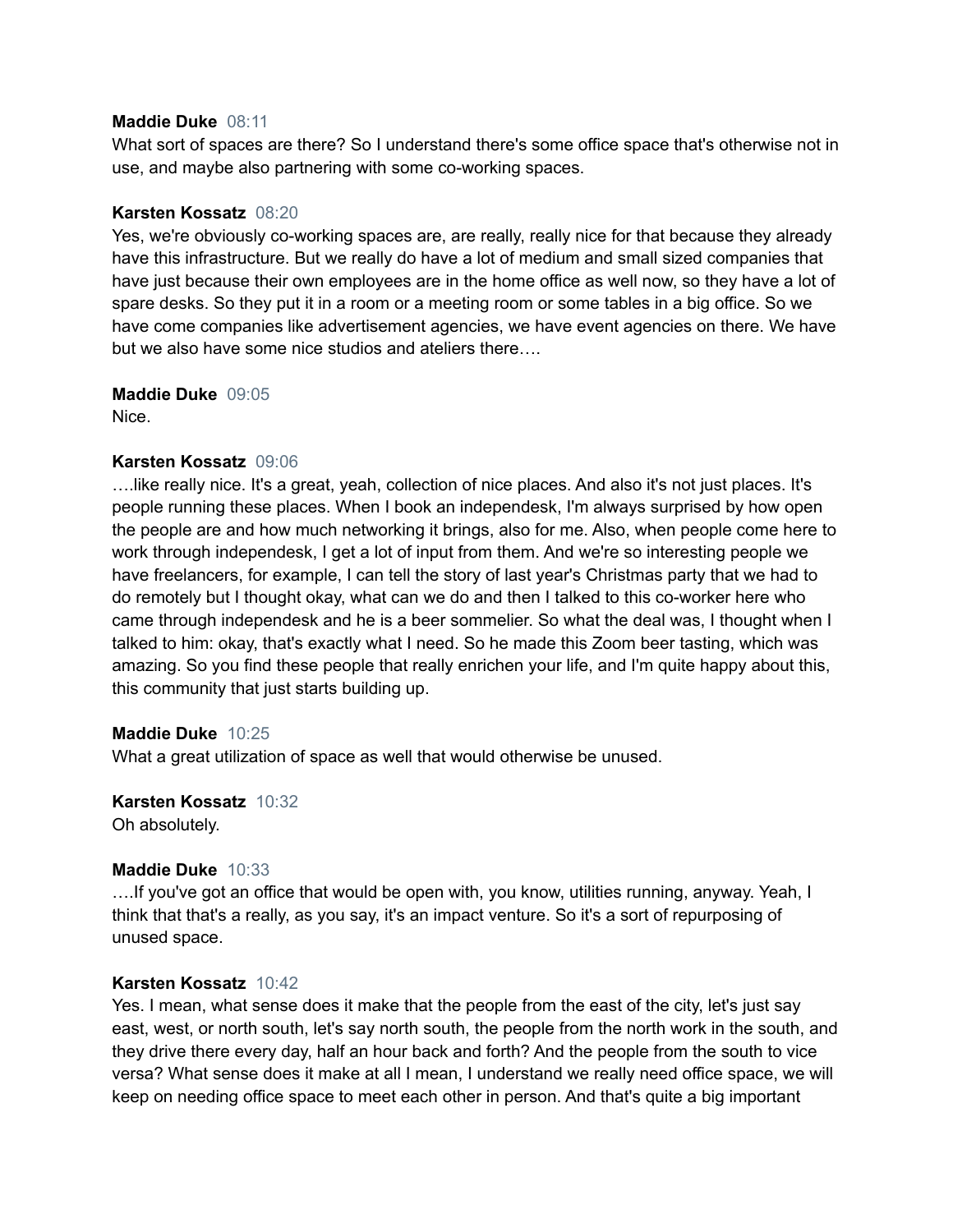**Maddie Duke** 08:11
What sort of spaces are there? So I understand there's some office space that's otherwise not in use, and maybe also partnering with some co-working spaces.

**Karsten Kossatz** 08:20
Yes, we're obviously co-working spaces are, are really, really nice for that because they already have this infrastructure. But we really do have a lot of medium and small sized companies that have just because their own employees are in the home office as well now, so they have a lot of spare desks. So they put it in a room or a meeting room or some tables in a big office. So we have come companies like advertisement agencies, we have event agencies on there. We have but we also have some nice studios and ateliers there….

**Maddie Duke** 09:05
Nice.

**Karsten Kossatz** 09:06
….like really nice. It's a great, yeah, collection of nice places. And also it's not just places. It's people running these places. When I book an independesk, I'm always surprised by how open the people are and how much networking it brings, also for me. Also, when people come here to work through independesk, I get a lot of input from them. And we're so interesting people we have freelancers, for example, I can tell the story of last year's Christmas party that we had to do remotely but I thought okay, what can we do and then I talked to this co-worker here who came through independesk and he is a beer sommelier. So what the deal was, I thought when I talked to him: okay, that's exactly what I need. So he made this Zoom beer tasting, which was amazing. So you find these people that really enrichen your life, and I'm quite happy about this, this community that just starts building up.

**Maddie Duke** 10:25
What a great utilization of space as well that would otherwise be unused.

**Karsten Kossatz** 10:32
Oh absolutely.

**Maddie Duke** 10:33
….If you've got an office that would be open with, you know, utilities running, anyway. Yeah, I think that that's a really, as you say, it's an impact venture. So it's a sort of repurposing of unused space.

**Karsten Kossatz** 10:42
Yes. I mean, what sense does it make that the people from the east of the city, let's just say east, west, or north south, let's say north south, the people from the north work in the south, and they drive there every day, half an hour back and forth? And the people from the south to vice versa? What sense does it make at all I mean, I understand we really need office space, we will keep on needing office space to meet each other in person. And that's quite a big important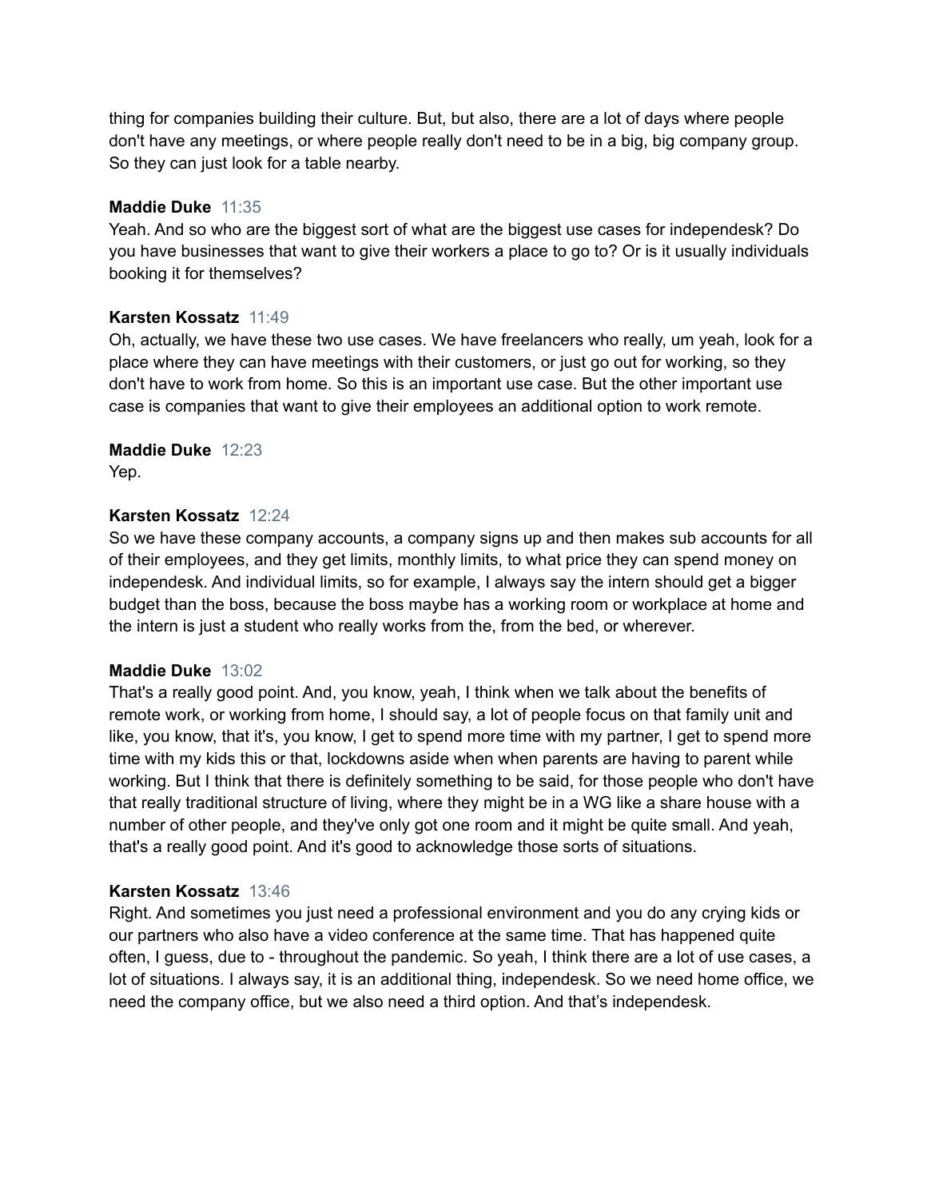thing for companies building their culture. But, but also, there are a lot of days where people don't have any meetings, or where people really don't need to be in a big, big company group. So they can just look for a table nearby.

**Maddie Duke** 11:35
Yeah. And so who are the biggest sort of what are the biggest use cases for independesk? Do you have businesses that want to give their workers a place to go to? Or is it usually individuals booking it for themselves?

**Karsten Kossatz** 11:49
Oh, actually, we have these two use cases. We have freelancers who really, um yeah, look for a place where they can have meetings with their customers, or just go out for working, so they don't have to work from home. So this is an important use case. But the other important use case is companies that want to give their employees an additional option to work remote.

**Maddie Duke** 12:23
Yep.

**Karsten Kossatz** 12:24
So we have these company accounts, a company signs up and then makes sub accounts for all of their employees, and they get limits, monthly limits, to what price they can spend money on independesk. And individual limits, so for example, I always say the intern should get a bigger budget than the boss, because the boss maybe has a working room or workplace at home and the intern is just a student who really works from the, from the bed, or wherever.

**Maddie Duke** 13:02
That's a really good point. And, you know, yeah, I think when we talk about the benefits of remote work, or working from home, I should say, a lot of people focus on that family unit and like, you know, that it's, you know, I get to spend more time with my partner, I get to spend more time with my kids this or that, lockdowns aside when when parents are having to parent while working. But I think that there is definitely something to be said, for those people who don't have that really traditional structure of living, where they might be in a WG like a share house with a number of other people, and they've only got one room and it might be quite small. And yeah, that's a really good point. And it's good to acknowledge those sorts of situations.

**Karsten Kossatz** 13:46
Right. And sometimes you just need a professional environment and you do any crying kids or our partners who also have a video conference at the same time. That has happened quite often, I guess, due to - throughout the pandemic. So yeah, I think there are a lot of use cases, a lot of situations. I always say, it is an additional thing, independesk. So we need home office, we need the company office, but we also need a third option. And that's independesk.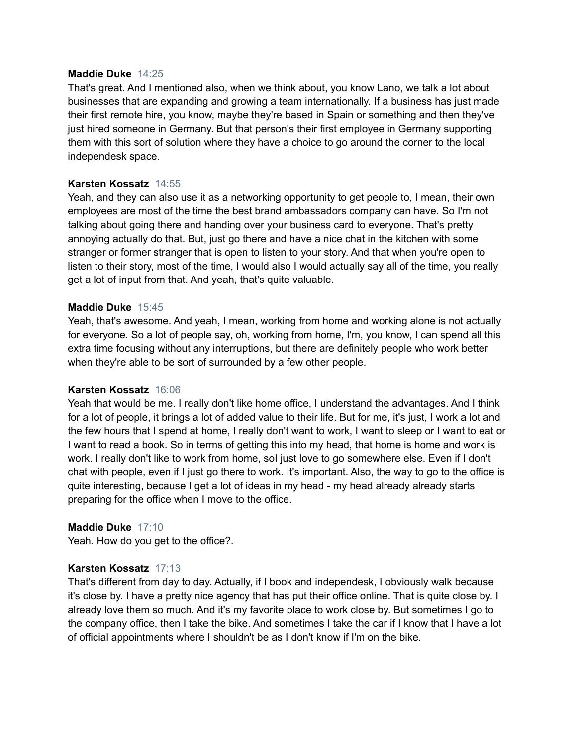**Maddie Duke** 14:25
That's great. And I mentioned also, when we think about, you know Lano, we talk a lot about businesses that are expanding and growing a team internationally. If a business has just made their first remote hire, you know, maybe they're based in Spain or something and then they've just hired someone in Germany. But that person's their first employee in Germany supporting them with this sort of solution where they have a choice to go around the corner to the local independesk space.

**Karsten Kossatz** 14:55
Yeah, and they can also use it as a networking opportunity to get people to, I mean, their own employees are most of the time the best brand ambassadors company can have. So I'm not talking about going there and handing over your business card to everyone. That's pretty annoying actually do that. But, just go there and have a nice chat in the kitchen with some stranger or former stranger that is open to listen to your story. And that when you're open to listen to their story, most of the time, I would also I would actually say all of the time, you really get a lot of input from that. And yeah, that's quite valuable.

**Maddie Duke** 15:45
Yeah, that's awesome. And yeah, I mean, working from home and working alone is not actually for everyone. So a lot of people say, oh, working from home, I'm, you know, I can spend all this extra time focusing without any interruptions, but there are definitely people who work better when they're able to be sort of surrounded by a few other people.

**Karsten Kossatz** 16:06
Yeah that would be me. I really don't like home office, I understand the advantages. And I think for a lot of people, it brings a lot of added value to their life. But for me, it's just, I work a lot and the few hours that I spend at home, I really don't want to work, I want to sleep or I want to eat or I want to read a book. So in terms of getting this into my head, that home is home and work is work. I really don't like to work from home, soI just love to go somewhere else. Even if I don't chat with people, even if I just go there to work. It's important. Also, the way to go to the office is quite interesting, because I get a lot of ideas in my head - my head already already starts preparing for the office when I move to the office.

**Maddie Duke** 17:10
Yeah. How do you get to the office?.

**Karsten Kossatz** 17:13
That's different from day to day. Actually, if I book and independesk, I obviously walk because it's close by. I have a pretty nice agency that has put their office online. That is quite close by. I already love them so much. And it's my favorite place to work close by. But sometimes I go to the company office, then I take the bike. And sometimes I take the car if I know that I have a lot of official appointments where I shouldn't be as I don't know if I'm on the bike.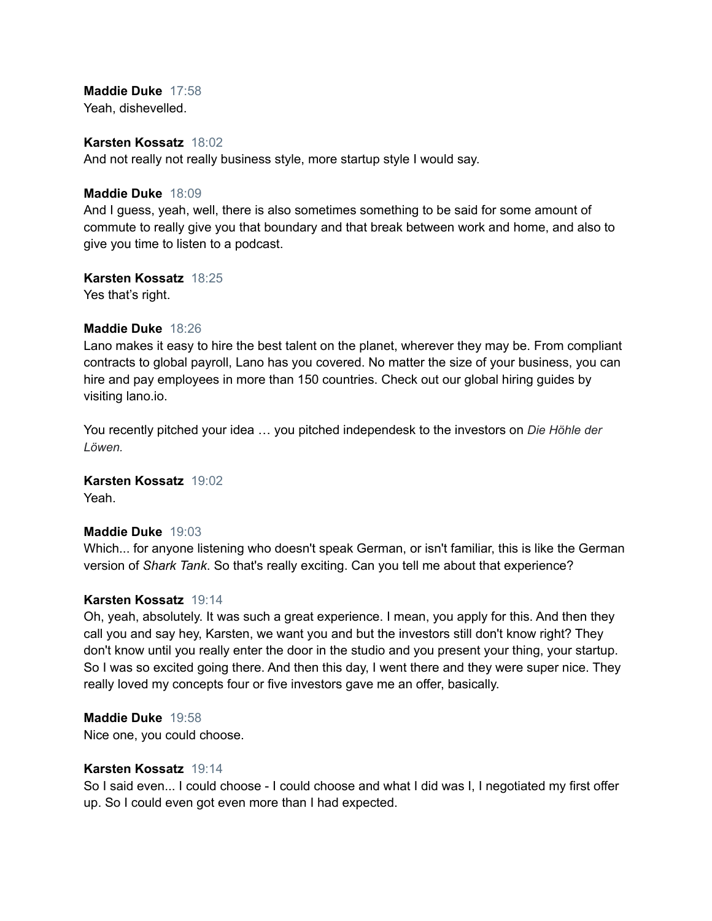**Maddie Duke** 17:58
Yeah, dishevelled.

**Karsten Kossatz** 18:02
And not really not really business style, more startup style I would say.

**Maddie Duke** 18:09
And I guess, yeah, well, there is also sometimes something to be said for some amount of commute to really give you that boundary and that break between work and home, and also to give you time to listen to a podcast.

**Karsten Kossatz** 18:25
Yes that's right.

**Maddie Duke** 18:26
Lano makes it easy to hire the best talent on the planet, wherever they may be. From compliant contracts to global payroll, Lano has you covered. No matter the size of your business, you can hire and pay employees in more than 150 countries. Check out our global hiring guides by visiting lano.io.

You recently pitched your idea … you pitched independesk to the investors on *Die Höhle der Löwen.*

**Karsten Kossatz** 19:02
Yeah.

**Maddie Duke** 19:03
Which... for anyone listening who doesn't speak German, or isn't familiar, this is like the German version of *Shark Tank*. So that's really exciting. Can you tell me about that experience?

**Karsten Kossatz** 19:14
Oh, yeah, absolutely. It was such a great experience. I mean, you apply for this. And then they call you and say hey, Karsten, we want you and but the investors still don't know right? They don't know until you really enter the door in the studio and you present your thing, your startup. So I was so excited going there. And then this day, I went there and they were super nice. They really loved my concepts four or five investors gave me an offer, basically.

**Maddie Duke** 19:58
Nice one, you could choose.

**Karsten Kossatz** 19:14
So I said even... I could choose - I could choose and what I did was I, I negotiated my first offer up. So I could even got even more than I had expected.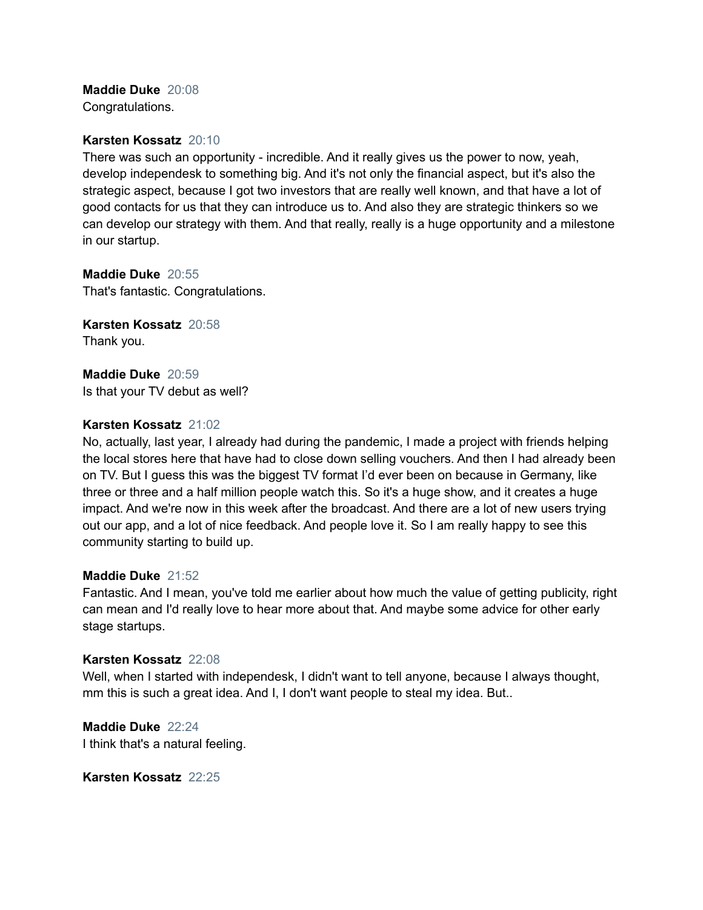**Maddie Duke** 20:08
Congratulations.

**Karsten Kossatz** 20:10
There was such an opportunity - incredible. And it really gives us the power to now, yeah, develop independesk to something big. And it's not only the financial aspect, but it's also the strategic aspect, because I got two investors that are really well known, and that have a lot of good contacts for us that they can introduce us to. And also they are strategic thinkers so we can develop our strategy with them. And that really, really is a huge opportunity and a milestone in our startup.

**Maddie Duke** 20:55
That's fantastic. Congratulations.

**Karsten Kossatz** 20:58
Thank you.

**Maddie Duke** 20:59
Is that your TV debut as well?

**Karsten Kossatz** 21:02
No, actually, last year, I already had during the pandemic, I made a project with friends helping the local stores here that have had to close down selling vouchers. And then I had already been on TV. But I guess this was the biggest TV format I'd ever been on because in Germany, like three or three and a half million people watch this. So it's a huge show, and it creates a huge impact. And we're now in this week after the broadcast. And there are a lot of new users trying out our app, and a lot of nice feedback. And people love it. So I am really happy to see this community starting to build up.

**Maddie Duke** 21:52
Fantastic. And I mean, you've told me earlier about how much the value of getting publicity, right can mean and I'd really love to hear more about that. And maybe some advice for other early stage startups.

**Karsten Kossatz** 22:08
Well, when I started with independesk, I didn't want to tell anyone, because I always thought, mm this is such a great idea. And I, I don't want people to steal my idea. But..

**Maddie Duke** 22:24
I think that's a natural feeling.

**Karsten Kossatz** 22:25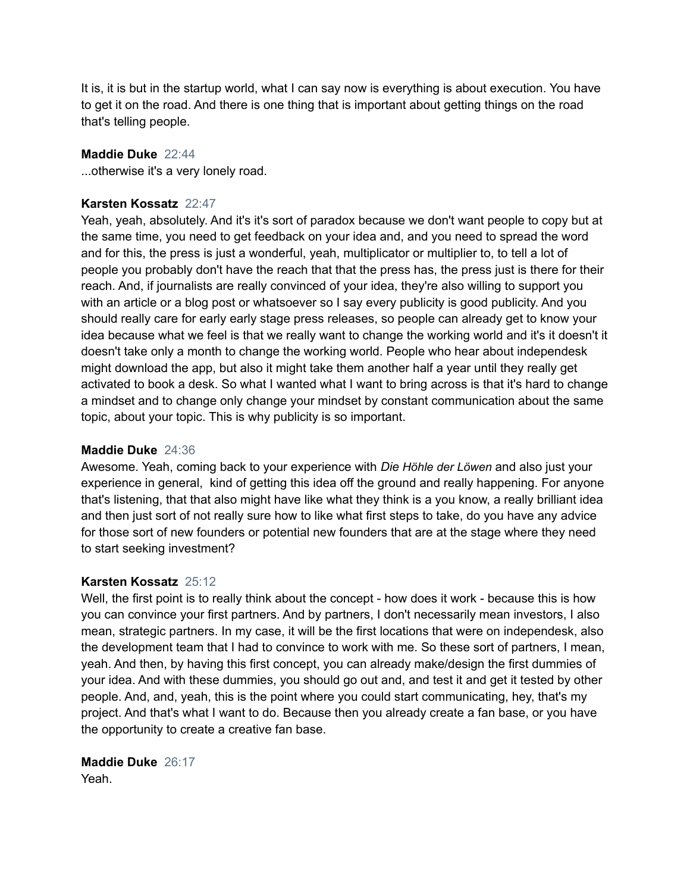It is, it is but in the startup world, what I can say now is everything is about execution. You have to get it on the road. And there is one thing that is important about getting things on the road that's telling people.

**Maddie Duke** 22:44
...otherwise it's a very lonely road.

**Karsten Kossatz** 22:47
Yeah, yeah, absolutely. And it's it's sort of paradox because we don't want people to copy but at the same time, you need to get feedback on your idea and, and you need to spread the word and for this, the press is just a wonderful, yeah, multiplicator or multiplier to, to tell a lot of people you probably don't have the reach that that the press has, the press just is there for their reach. And, if journalists are really convinced of your idea, they're also willing to support you with an article or a blog post or whatsoever so I say every publicity is good publicity. And you should really care for early early stage press releases, so people can already get to know your idea because what we feel is that we really want to change the working world and it's it doesn't it doesn't take only a month to change the working world. People who hear about independesk might download the app, but also it might take them another half a year until they really get activated to book a desk. So what I wanted what I want to bring across is that it's hard to change a mindset and to change only change your mindset by constant communication about the same topic, about your topic. This is why publicity is so important.

**Maddie Duke** 24:36
Awesome. Yeah, coming back to your experience with *Die Höhle der Löwen* and also just your experience in general, kind of getting this idea off the ground and really happening. For anyone that's listening, that that also might have like what they think is a you know, a really brilliant idea and then just sort of not really sure how to like what first steps to take, do you have any advice for those sort of new founders or potential new founders that are at the stage where they need to start seeking investment?

**Karsten Kossatz** 25:12
Well, the first point is to really think about the concept - how does it work - because this is how you can convince your first partners. And by partners, I don't necessarily mean investors, I also mean, strategic partners. In my case, it will be the first locations that were on independesk, also the development team that I had to convince to work with me. So these sort of partners, I mean, yeah. And then, by having this first concept, you can already make/design the first dummies of your idea. And with these dummies, you should go out and, and test it and get it tested by other people. And, and, yeah, this is the point where you could start communicating, hey, that's my project. And that's what I want to do. Because then you already create a fan base, or you have the opportunity to create a creative fan base.

**Maddie Duke** 26:17
Yeah.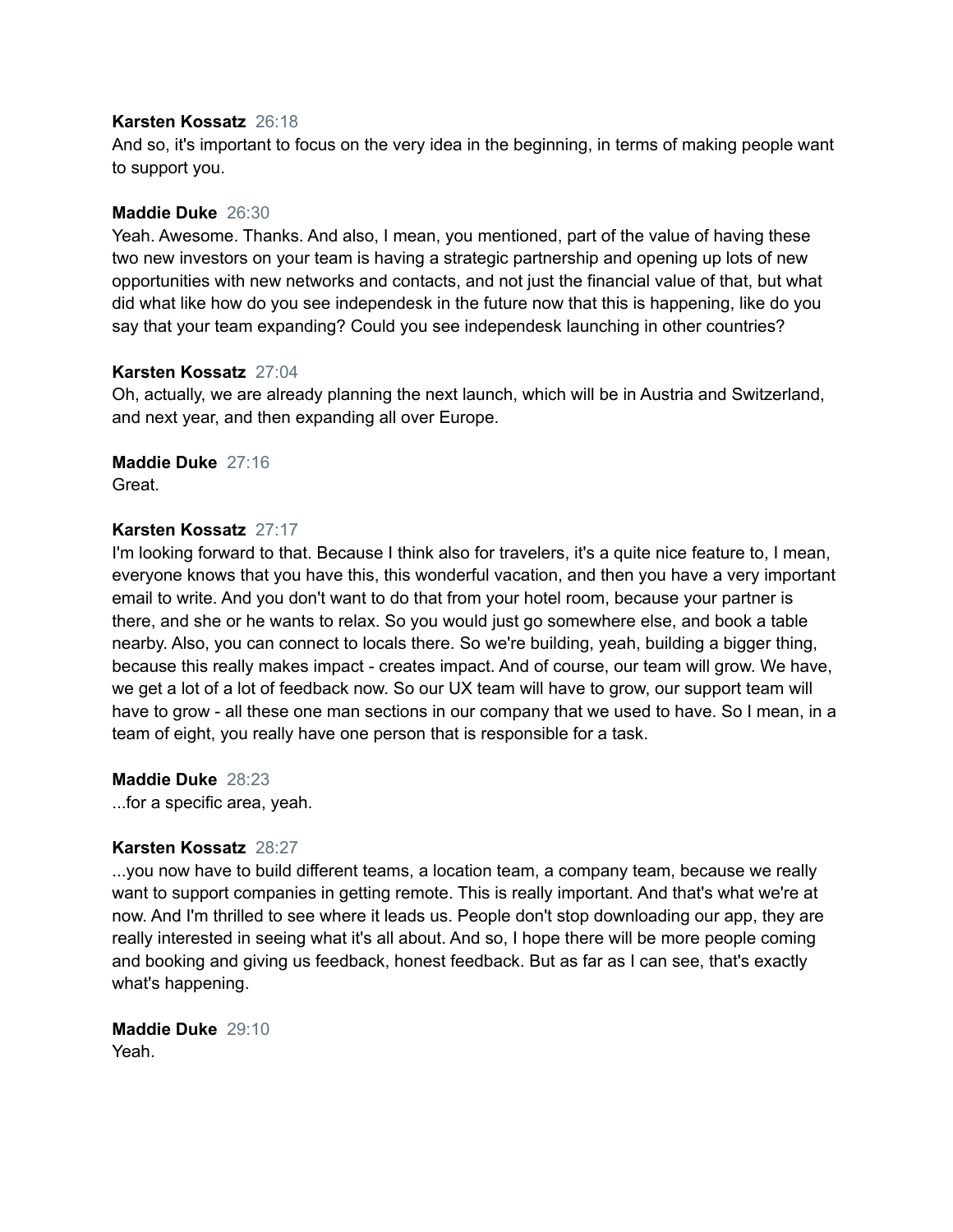**Karsten Kossatz** 26:18
And so, it's important to focus on the very idea in the beginning, in terms of making people want to support you.

**Maddie Duke** 26:30
Yeah. Awesome. Thanks. And also, I mean, you mentioned, part of the value of having these two new investors on your team is having a strategic partnership and opening up lots of new opportunities with new networks and contacts, and not just the financial value of that, but what did what like how do you see independesk in the future now that this is happening, like do you say that your team expanding? Could you see independesk launching in other countries?

**Karsten Kossatz** 27:04
Oh, actually, we are already planning the next launch, which will be in Austria and Switzerland, and next year, and then expanding all over Europe.

**Maddie Duke** 27:16
Great.

**Karsten Kossatz** 27:17
I'm looking forward to that. Because I think also for travelers, it's a quite nice feature to, I mean, everyone knows that you have this, this wonderful vacation, and then you have a very important email to write. And you don't want to do that from your hotel room, because your partner is there, and she or he wants to relax. So you would just go somewhere else, and book a table nearby. Also, you can connect to locals there. So we're building, yeah, building a bigger thing, because this really makes impact - creates impact. And of course, our team will grow. We have, we get a lot of a lot of feedback now. So our UX team will have to grow, our support team will have to grow - all these one man sections in our company that we used to have. So I mean, in a team of eight, you really have one person that is responsible for a task.

**Maddie Duke** 28:23
...for a specific area, yeah.

**Karsten Kossatz** 28:27
...you now have to build different teams, a location team, a company team, because we really want to support companies in getting remote. This is really important. And that's what we're at now. And I'm thrilled to see where it leads us. People don't stop downloading our app, they are really interested in seeing what it's all about. And so, I hope there will be more people coming and booking and giving us feedback, honest feedback. But as far as I can see, that's exactly what's happening.

**Maddie Duke** 29:10
Yeah.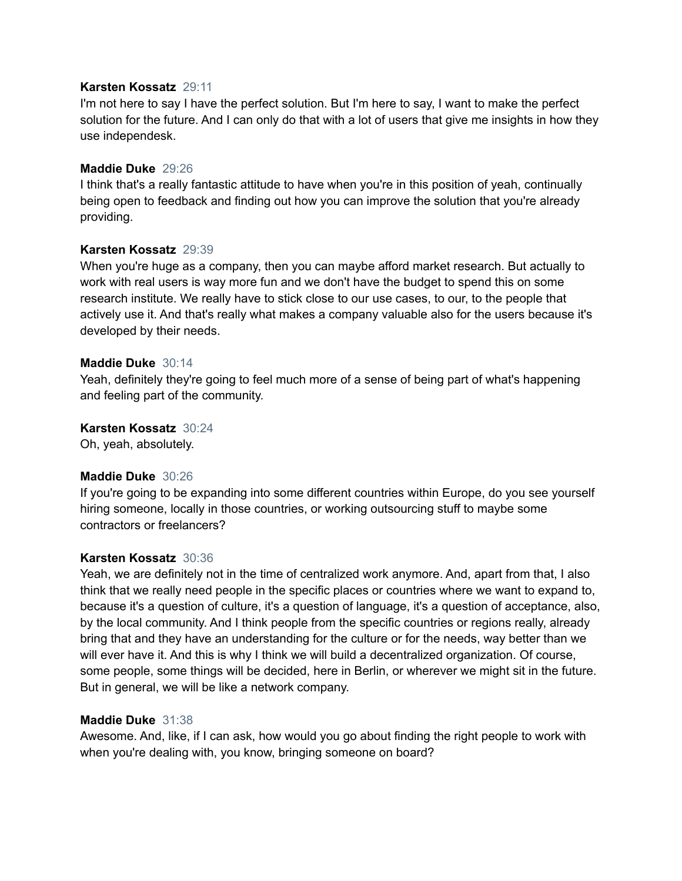**Karsten Kossatz** 29:11
I'm not here to say I have the perfect solution. But I'm here to say, I want to make the perfect solution for the future. And I can only do that with a lot of users that give me insights in how they use independesk.

**Maddie Duke** 29:26
I think that's a really fantastic attitude to have when you're in this position of yeah, continually being open to feedback and finding out how you can improve the solution that you're already providing.

**Karsten Kossatz** 29:39
When you're huge as a company, then you can maybe afford market research. But actually to work with real users is way more fun and we don't have the budget to spend this on some research institute. We really have to stick close to our use cases, to our, to the people that actively use it. And that's really what makes a company valuable also for the users because it's developed by their needs.

**Maddie Duke** 30:14
Yeah, definitely they're going to feel much more of a sense of being part of what's happening and feeling part of the community.

**Karsten Kossatz** 30:24
Oh, yeah, absolutely.

**Maddie Duke** 30:26
If you're going to be expanding into some different countries within Europe, do you see yourself hiring someone, locally in those countries, or working outsourcing stuff to maybe some contractors or freelancers?

**Karsten Kossatz** 30:36
Yeah, we are definitely not in the time of centralized work anymore. And, apart from that, I also think that we really need people in the specific places or countries where we want to expand to, because it's a question of culture, it's a question of language, it's a question of acceptance, also, by the local community. And I think people from the specific countries or regions really, already bring that and they have an understanding for the culture or for the needs, way better than we will ever have it. And this is why I think we will build a decentralized organization. Of course, some people, some things will be decided, here in Berlin, or wherever we might sit in the future. But in general, we will be like a network company.

**Maddie Duke** 31:38
Awesome. And, like, if I can ask, how would you go about finding the right people to work with when you're dealing with, you know, bringing someone on board?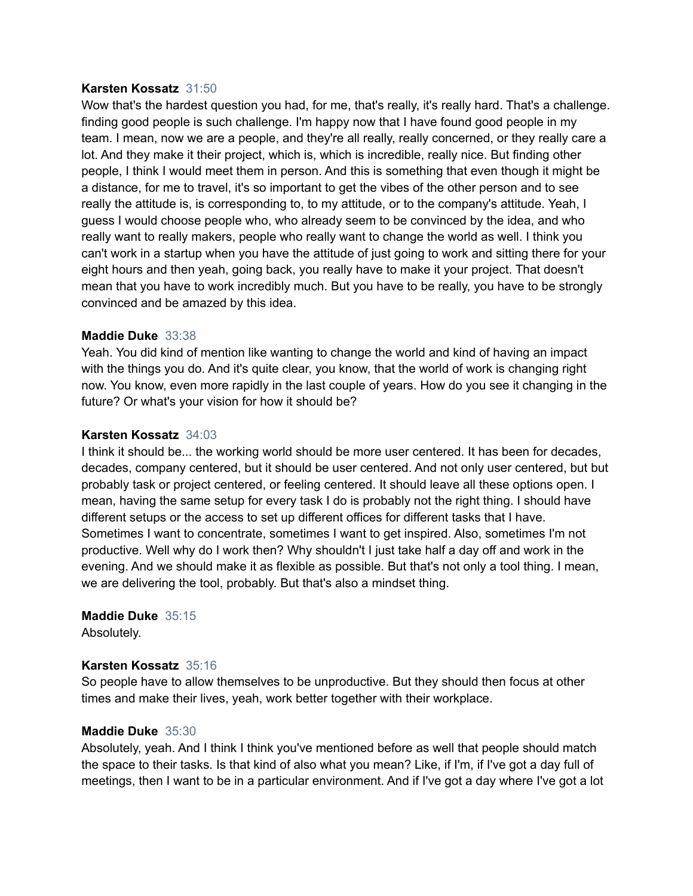**Karsten Kossatz** 31:50
Wow that's the hardest question you had, for me, that's really, it's really hard. That's a challenge. finding good people is such challenge. I'm happy now that I have found good people in my team. I mean, now we are a people, and they're all really, really concerned, or they really care a lot. And they make it their project, which is, which is incredible, really nice. But finding other people, I think I would meet them in person. And this is something that even though it might be a distance, for me to travel, it's so important to get the vibes of the other person and to see really the attitude is, is corresponding to, to my attitude, or to the company's attitude. Yeah, I guess I would choose people who, who already seem to be convinced by the idea, and who really want to really makers, people who really want to change the world as well. I think you can't work in a startup when you have the attitude of just going to work and sitting there for your eight hours and then yeah, going back, you really have to make it your project. That doesn't mean that you have to work incredibly much. But you have to be really, you have to be strongly convinced and be amazed by this idea.

**Maddie Duke** 33:38
Yeah. You did kind of mention like wanting to change the world and kind of having an impact with the things you do. And it's quite clear, you know, that the world of work is changing right now. You know, even more rapidly in the last couple of years. How do you see it changing in the future? Or what's your vision for how it should be?

**Karsten Kossatz** 34:03
I think it should be... the working world should be more user centered. It has been for decades, decades, company centered, but it should be user centered. And not only user centered, but but probably task or project centered, or feeling centered. It should leave all these options open. I mean, having the same setup for every task I do is probably not the right thing. I should have different setups or the access to set up different offices for different tasks that I have. Sometimes I want to concentrate, sometimes I want to get inspired. Also, sometimes I'm not productive. Well why do I work then? Why shouldn't I just take half a day off and work in the evening. And we should make it as flexible as possible. But that's not only a tool thing. I mean, we are delivering the tool, probably. But that's also a mindset thing.

**Maddie Duke** 35:15
Absolutely.

**Karsten Kossatz** 35:16
So people have to allow themselves to be unproductive. But they should then focus at other times and make their lives, yeah, work better together with their workplace.

**Maddie Duke** 35:30
Absolutely, yeah. And I think I think you've mentioned before as well that people should match the space to their tasks. Is that kind of also what you mean? Like, if I'm, if I've got a day full of meetings, then I want to be in a particular environment. And if I've got a day where I've got a lot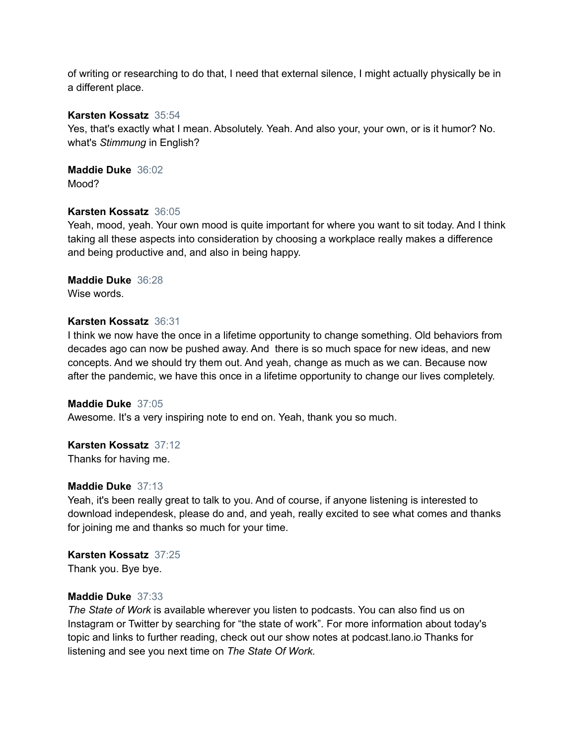of writing or researching to do that, I need that external silence, I might actually physically be in a different place.

**Karsten Kossatz** 35:54
Yes, that's exactly what I mean. Absolutely. Yeah. And also your, your own, or is it humor? No. what's *Stimmung* in English?

**Maddie Duke** 36:02
Mood?

**Karsten Kossatz** 36:05
Yeah, mood, yeah. Your own mood is quite important for where you want to sit today. And I think taking all these aspects into consideration by choosing a workplace really makes a difference and being productive and, and also in being happy.

**Maddie Duke** 36:28
Wise words.

**Karsten Kossatz** 36:31
I think we now have the once in a lifetime opportunity to change something. Old behaviors from decades ago can now be pushed away. And there is so much space for new ideas, and new concepts. And we should try them out. And yeah, change as much as we can. Because now after the pandemic, we have this once in a lifetime opportunity to change our lives completely.

**Maddie Duke** 37:05
Awesome. It's a very inspiring note to end on. Yeah, thank you so much.

**Karsten Kossatz** 37:12
Thanks for having me.

**Maddie Duke** 37:13
Yeah, it's been really great to talk to you. And of course, if anyone listening is interested to download independesk, please do and, and yeah, really excited to see what comes and thanks for joining me and thanks so much for your time.

**Karsten Kossatz** 37:25
Thank you. Bye bye.

**Maddie Duke** 37:33
*The State of Work* is available wherever you listen to podcasts. You can also find us on Instagram or Twitter by searching for "the state of work". For more information about today's topic and links to further reading, check out our show notes at podcast.lano.io Thanks for listening and see you next time on *The State Of Work.*